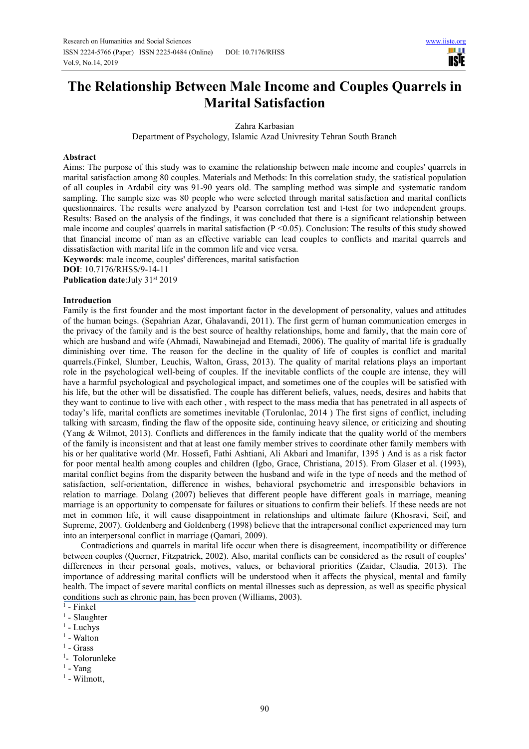# The Relationship Between Male Income and Couples Quarrels in Marital Satisfaction

Zahra Karbasian

Department of Psychology, Islamic Azad Univresity Tehran South Branch

## Abstract

Aims: The purpose of this study was to examine the relationship between male income and couples' quarrels in marital satisfaction among 80 couples. Materials and Methods: In this correlation study, the statistical population of all couples in Ardabil city was 91-90 years old. The sampling method was simple and systematic random sampling. The sample size was 80 people who were selected through marital satisfaction and marital conflicts questionnaires. The results were analyzed by Pearson correlation test and t-test for two independent groups. Results: Based on the analysis of the findings, it was concluded that there is a significant relationship between male income and couples' quarrels in marital satisfaction ($P < 0.05$). Conclusion: The results of this study showed that financial income of man as an effective variable can lead couples to conflicts and marital quarrels and dissatisfaction with marital life in the common life and vice versa.

**Keywords**: male income, couples' differences, marital satisfaction

**DOI**: 10.7176/RHSS/9-14-11

**Publication date**:July 31st 2019

## Introduction

Family is the first founder and the most important factor in the development of personality, values and attitudes of the human beings. (Sepahrian Azar, Ghalavandi, 2011). The first germ of human communication emerges in the privacy of the family and is the best source of healthy relationships, home and family, that the main core of which are husband and wife (Ahmadi, Nawabinejad and Etemadi, 2006). The quality of marital life is gradually diminishing over time. The reason for the decline in the quality of life of couples is conflict and marital quarrels.(Finkel, Slumber, Leuchis, Walton, Grass, 2013). The quality of marital relations plays an important role in the psychological well-being of couples. If the inevitable conflicts of the couple are intense, they will have a harmful psychological and psychological impact, and sometimes one of the couples will be satisfied with his life, but the other will be dissatisfied. The couple has different beliefs, values, needs, desires and habits that they want to continue to live with each other , with respect to the mass media that has penetrated in all aspects of today's life, marital conflicts are sometimes inevitable (Torulonlac, 2014 ) The first signs of conflict, including talking with sarcasm, finding the flaw of the opposite side, continuing heavy silence, or criticizing and shouting (Yang & Wilmot, 2013). Conflicts and differences in the family indicate that the quality world of the members of the family is inconsistent and that at least one family member strives to coordinate other family members with his or her qualitative world (Mr. Hossefi, Fathi Ashtiani, Ali Akbari and Imanifar, 1395 ) And is as a risk factor for poor mental health among couples and children (Igbo, Grace, Christiana, 2015). From Glaser et al. (1993), marital conflict begins from the disparity between the husband and wife in the type of needs and the method of satisfaction, self-orientation, difference in wishes, behavioral psychometric and irresponsible behaviors in relation to marriage. Dolang (2007) believes that different people have different goals in marriage, meaning marriage is an opportunity to compensate for failures or situations to confirm their beliefs. If these needs are not met in common life, it will cause disappointment in relationships and ultimate failure (Khosravi, Seif, and Supreme, 2007). Goldenberg and Goldenberg (1998) believe that the intrapersonal conflict experienced may turn into an interpersonal conflict in marriage (Qamari, 2009).

Contradictions and quarrels in marital life occur when there is disagreement, incompatibility or difference between couples (Querner, Fitzpatrick, 2002). Also, marital conflicts can be considered as the result of couples' differences in their personal goals, motives, values, or behavioral priorities (Zaidar, Claudia, 2013). The importance of addressing marital conflicts will be understood when it affects the physical, mental and family health. The impact of severe marital conflicts on mental illnesses such as depression, as well as specific physical conditions such as chronic pain, has been proven (Williams, 2003).

[1] - Finkel  
[1] - Slaughter  
[1] - Luchys  
[1] - Walton  
[1] - Grass  
[1]- Tolorunleke  
[1] - Yang  
[1] - Wilmott,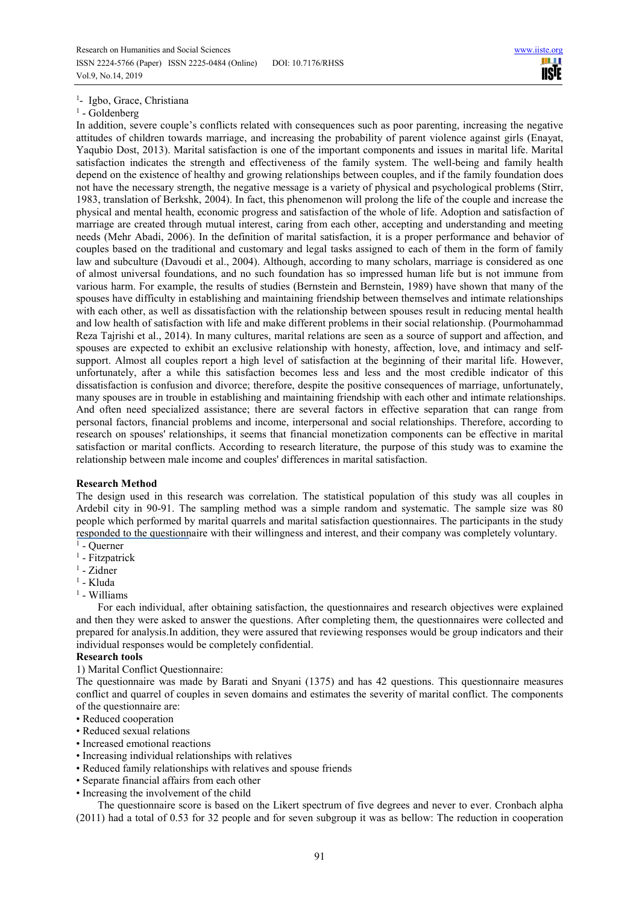[1]- Igbo, Grace, Christiana

[1] - Goldenberg

In addition, severe couple's conflicts related with consequences such as poor parenting, increasing the negative attitudes of children towards marriage, and increasing the probability of parent violence against girls (Enayat, Yaqubio Dost, 2013). Marital satisfaction is one of the important components and issues in marital life. Marital satisfaction indicates the strength and effectiveness of the family system. The well-being and family health depend on the existence of healthy and growing relationships between couples, and if the family foundation does not have the necessary strength, the negative message is a variety of physical and psychological problems (Stirr, 1983, translation of Berkshk, 2004). In fact, this phenomenon will prolong the life of the couple and increase the physical and mental health, economic progress and satisfaction of the whole of life. Adoption and satisfaction of marriage are created through mutual interest, caring from each other, accepting and understanding and meeting needs (Mehr Abadi, 2006). In the definition of marital satisfaction, it is a proper performance and behavior of couples based on the traditional and customary and legal tasks assigned to each of them in the form of family law and subculture (Davoudi et al., 2004). Although, according to many scholars, marriage is considered as one of almost universal foundations, and no such foundation has so impressed human life but is not immune from various harm. For example, the results of studies (Bernstein and Bernstein, 1989) have shown that many of the spouses have difficulty in establishing and maintaining friendship between themselves and intimate relationships with each other, as well as dissatisfaction with the relationship between spouses result in reducing mental health and low health of satisfaction with life and make different problems in their social relationship. (Pourmohammad Reza Tajrishi et al., 2014). In many cultures, marital relations are seen as a source of support and affection, and spouses are expected to exhibit an exclusive relationship with honesty, affection, love, and intimacy and self-support. Almost all couples report a high level of satisfaction at the beginning of their marital life. However, unfortunately, after a while this satisfaction becomes less and less and the most credible indicator of this dissatisfaction is confusion and divorce; therefore, despite the positive consequences of marriage, unfortunately, many spouses are in trouble in establishing and maintaining friendship with each other and intimate relationships. And often need specialized assistance; there are several factors in effective separation that can range from personal factors, financial problems and income, interpersonal and social relationships. Therefore, according to research on spouses' relationships, it seems that financial monetization components can be effective in marital satisfaction or marital conflicts. According to research literature, the purpose of this study was to examine the relationship between male income and couples' differences in marital satisfaction.

**Research Method**

The design used in this research was correlation. The statistical population of this study was all couples in Ardebil city in 90-91. The sampling method was a simple random and systematic. The sample size was 80 people which performed by marital quarrels and marital satisfaction questionnaires. The participants in the study responded to the questionnaire with their willingness and interest, and their company was completely voluntary.

[1] - Querner

[1] - Fitzpatrick

[1] - Zidner

[1] - Kluda

[1] - Williams

For each individual, after obtaining satisfaction, the questionnaires and research objectives were explained and then they were asked to answer the questions. After completing them, the questionnaires were collected and prepared for analysis.In addition, they were assured that reviewing responses would be group indicators and their individual responses would be completely confidential.

**Research tools**

1) Marital Conflict Questionnaire:

The questionnaire was made by Barati and Snyani (1375) and has 42 questions. This questionnaire measures conflict and quarrel of couples in seven domains and estimates the severity of marital conflict. The components of the questionnaire are:

- Reduced cooperation
- Reduced sexual relations
- Increased emotional reactions
- Increasing individual relationships with relatives
- Reduced family relationships with relatives and spouse friends
- Separate financial affairs from each other
- Increasing the involvement of the child

The questionnaire score is based on the Likert spectrum of five degrees and never to ever. Cronbach alpha (2011) had a total of 0.53 for 32 people and for seven subgroup it was as bellow: The reduction in cooperation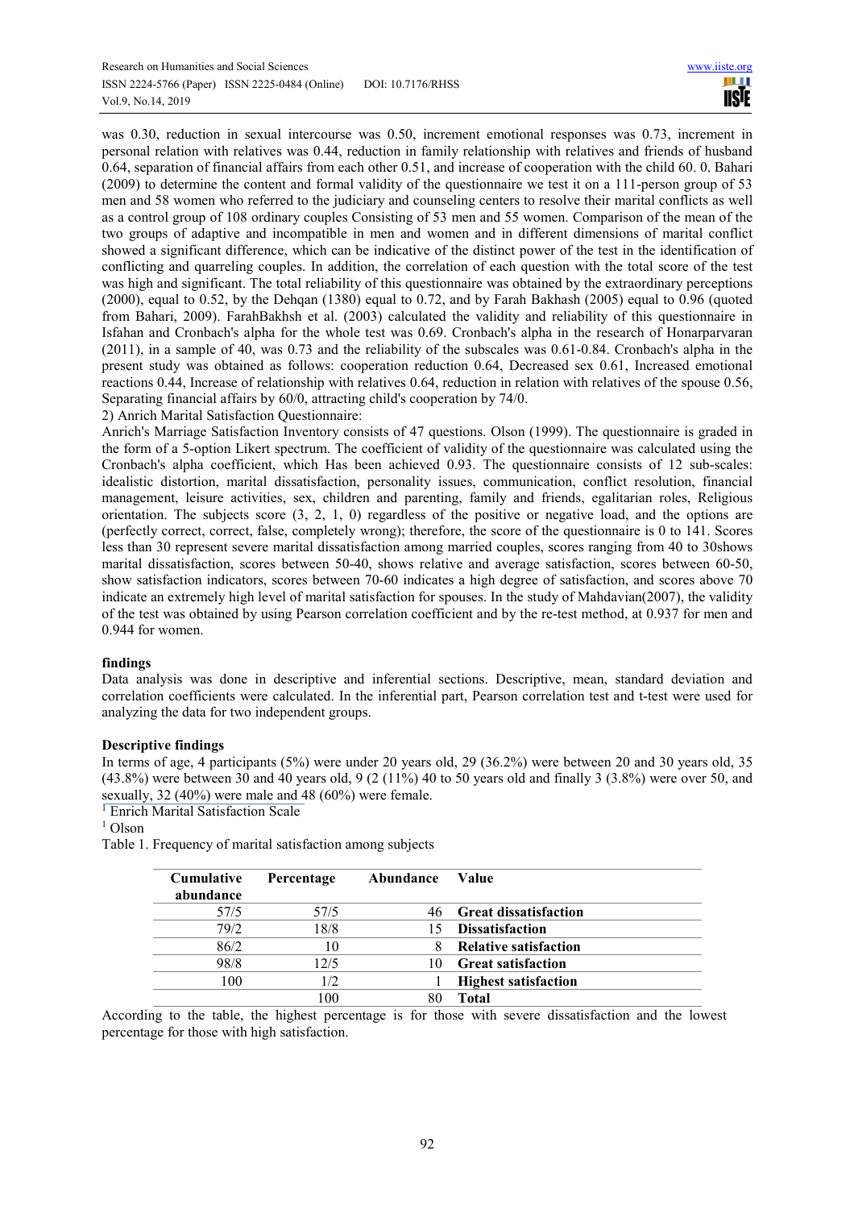was 0.30, reduction in sexual intercourse was 0.50, increment emotional responses was 0.73, increment in personal relation with relatives was 0.44, reduction in family relationship with relatives and friends of husband 0.64, separation of financial affairs from each other 0.51, and increase of cooperation with the child 60. 0. Bahari (2009) to determine the content and formal validity of the questionnaire we test it on a 111-person group of 53 men and 58 women who referred to the judiciary and counseling centers to resolve their marital conflicts as well as a control group of 108 ordinary couples Consisting of 53 men and 55 women. Comparison of the mean of the two groups of adaptive and incompatible in men and women and in different dimensions of marital conflict showed a significant difference, which can be indicative of the distinct power of the test in the identification of conflicting and quarreling couples. In addition, the correlation of each question with the total score of the test was high and significant. The total reliability of this questionnaire was obtained by the extraordinary perceptions (2000), equal to 0.52, by the Dehqan (1380) equal to 0.72, and by Farah Bakhash (2005) equal to 0.96 (quoted from Bahari, 2009). FarahBakhsh et al. (2003) calculated the validity and reliability of this questionnaire in Isfahan and Cronbach's alpha for the whole test was 0.69. Cronbach's alpha in the research of Honarparvaran (2011), in a sample of 40, was 0.73 and the reliability of the subscales was 0.61-0.84. Cronbach's alpha in the present study was obtained as follows: cooperation reduction 0.64, Decreased sex 0.61, Increased emotional reactions 0.44, Increase of relationship with relatives 0.64, reduction in relation with relatives of the spouse 0.56, Separating financial affairs by 60/0, attracting child's cooperation by 74/0.

2) Anrich Marital Satisfaction Questionnaire:

Anrich's Marriage Satisfaction Inventory consists of 47 questions. Olson (1999). The questionnaire is graded in the form of a 5-option Likert spectrum. The coefficient of validity of the questionnaire was calculated using the Cronbach's alpha coefficient, which Has been achieved 0.93. The questionnaire consists of 12 sub-scales: idealistic distortion, marital dissatisfaction, personality issues, communication, conflict resolution, financial management, leisure activities, sex, children and parenting, family and friends, egalitarian roles, Religious orientation. The subjects score (3, 2, 1, 0) regardless of the positive or negative load, and the options are (perfectly correct, correct, false, completely wrong); therefore, the score of the questionnaire is 0 to 141. Scores less than 30 represent severe marital dissatisfaction among married couples, scores ranging from 40 to 30shows marital dissatisfaction, scores between 50-40, shows relative and average satisfaction, scores between 60-50, show satisfaction indicators, scores between 70-60 indicates a high degree of satisfaction, and scores above 70 indicate an extremely high level of marital satisfaction for spouses. In the study of Mahdavian(2007), the validity of the test was obtained by using Pearson correlation coefficient and by the re-test method, at 0.937 for men and 0.944 for women.

**findings**

Data analysis was done in descriptive and inferential sections. Descriptive, mean, standard deviation and correlation coefficients were calculated. In the inferential part, Pearson correlation test and t-test were used for analyzing the data for two independent groups.

**Descriptive findings**

In terms of age, 4 participants (5%) were under 20 years old, 29 (36.2%) were between 20 and 30 years old, 35 (43.8%) were between 30 and 40 years old, 9 (2 (11%) 40 to 50 years old and finally 3 (3.8%) were over 50, and sexually, 32 (40%) were male and 48 (60%) were female.

[1] Enrich Marital Satisfaction Scale

[1] Olson

Table 1. Frequency of marital satisfaction among subjects

| Cumulative abundance | Percentage | Abundance | Value |
|---|---|---|---|
| 57/5 | 57/5 | 46 | **Great dissatisfaction** |
| 79/2 | 18/8 | 15 | **Dissatisfaction** |
| 86/2 | 10 | 8 | **Relative satisfaction** |
| 98/8 | 12/5 | 10 | **Great satisfaction** |
| 100 | 1/2 | 1 | **Highest satisfaction** |
| | 100 | 80 | **Total** |

According to the table, the highest percentage is for those with severe dissatisfaction and the lowest percentage for those with high satisfaction.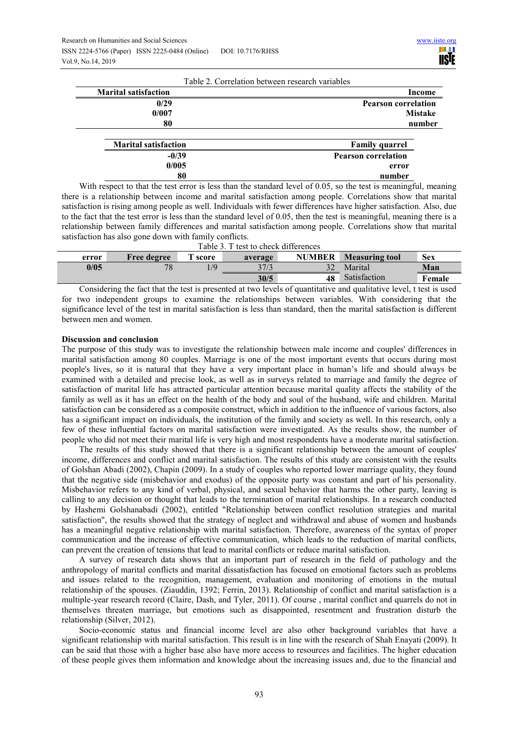Table 2. Correlation between research variables

| Marital satisfaction | Income |
|---|---|
| 0/29 | Pearson correlation |
| 0/007 | Mistake |
| 80 | number |

| Marital satisfaction | Family quarrel |
|---|---|
| -0/39 | Pearson correlation |
| 0/005 | error |
| 80 | number |

With respect to that the test error is less than the standard level of 0.05, so the test is meaningful, meaning there is a relationship between income and marital satisfaction among people. Correlations show that marital satisfaction is rising among people as well. Individuals with fewer differences have higher satisfaction. Also, due to the fact that the test error is less than the standard level of 0.05, then the test is meaningful, meaning there is a relationship between family differences and marital satisfaction among people. Correlations show that marital satisfaction has also gone down with family conflicts.

Table 3. T test to check differences

| error | Free degree | T score | average | NUMBER | Measuring tool | Sex |
|---|---|---|---|---|---|---|
| 0/05 | 78 | 1/9 | 37/3 | 32 | Marital | Man |
| | | | 30/5 | 48 | Satisfaction | Female |

Considering the fact that the test is presented at two levels of quantitative and qualitative level, t test is used for two independent groups to examine the relationships between variables. With considering that the significance level of the test in marital satisfaction is less than standard, then the marital satisfaction is different between men and women.

## Discussion and conclusion

The purpose of this study was to investigate the relationship between male income and couples' differences in marital satisfaction among 80 couples. Marriage is one of the most important events that occurs during most people's lives, so it is natural that they have a very important place in human's life and should always be examined with a detailed and precise look, as well as in surveys related to marriage and family the degree of satisfaction of marital life has attracted particular attention because marital quality affects the stability of the family as well as it has an effect on the health of the body and soul of the husband, wife and children. Marital satisfaction can be considered as a composite construct, which in addition to the influence of various factors, also has a significant impact on individuals, the institution of the family and society as well. In this research, only a few of these influential factors on marital satisfaction were investigated. As the results show, the number of people who did not meet their marital life is very high and most respondents have a moderate marital satisfaction.

The results of this study showed that there is a significant relationship between the amount of couples' income, differences and conflict and marital satisfaction. The results of this study are consistent with the results of Golshan Abadi (2002), Chapin (2009). In a study of couples who reported lower marriage quality, they found that the negative side (misbehavior and exodus) of the opposite party was constant and part of his personality. Misbehavior refers to any kind of verbal, physical, and sexual behavior that harms the other party, leaving is calling to any decision or thought that leads to the termination of marital relationships. In a research conducted by Hashemi Golshanabadi (2002), entitled "Relationship between conflict resolution strategies and marital satisfaction", the results showed that the strategy of neglect and withdrawal and abuse of women and husbands has a meaningful negative relationship with marital satisfaction. Therefore, awareness of the syntax of proper communication and the increase of effective communication, which leads to the reduction of marital conflicts, can prevent the creation of tensions that lead to marital conflicts or reduce marital satisfaction.

A survey of research data shows that an important part of research in the field of pathology and the anthropology of marital conflicts and marital dissatisfaction has focused on emotional factors such as problems and issues related to the recognition, management, evaluation and monitoring of emotions in the mutual relationship of the spouses. (Ziauddin, 1392; Ferrin, 2013). Relationship of conflict and marital satisfaction is a multiple-year research record (Claire, Dash, and Tyler, 2011). Of course , marital conflict and quarrels do not in themselves threaten marriage, but emotions such as disappointed, resentment and frustration disturb the relationship (Silver, 2012).

Socio-economic status and financial income level are also other background variables that have a significant relationship with marital satisfaction. This result is in line with the research of Shah Enayati (2009). It can be said that those with a higher base also have more access to resources and facilities. The higher education of these people gives them information and knowledge about the increasing issues and, due to the financial and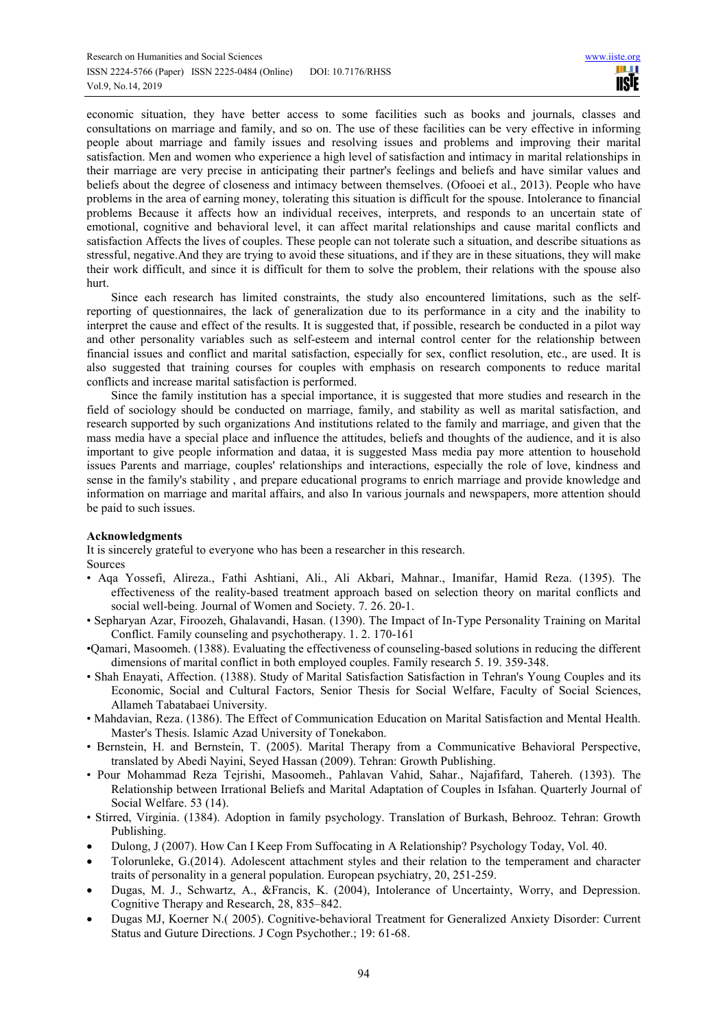economic situation, they have better access to some facilities such as books and journals, classes and consultations on marriage and family, and so on. The use of these facilities can be very effective in informing people about marriage and family issues and resolving issues and problems and improving their marital satisfaction. Men and women who experience a high level of satisfaction and intimacy in marital relationships in their marriage are very precise in anticipating their partner's feelings and beliefs and have similar values and beliefs about the degree of closeness and intimacy between themselves. (Ofooei et al., 2013). People who have problems in the area of earning money, tolerating this situation is difficult for the spouse. Intolerance to financial problems Because it affects how an individual receives, interprets, and responds to an uncertain state of emotional, cognitive and behavioral level, it can affect marital relationships and cause marital conflicts and satisfaction Affects the lives of couples. These people can not tolerate such a situation, and describe situations as stressful, negative.And they are trying to avoid these situations, and if they are in these situations, they will make their work difficult, and since it is difficult for them to solve the problem, their relations with the spouse also hurt.

Since each research has limited constraints, the study also encountered limitations, such as the self-reporting of questionnaires, the lack of generalization due to its performance in a city and the inability to interpret the cause and effect of the results. It is suggested that, if possible, research be conducted in a pilot way and other personality variables such as self-esteem and internal control center for the relationship between financial issues and conflict and marital satisfaction, especially for sex, conflict resolution, etc., are used. It is also suggested that training courses for couples with emphasis on research components to reduce marital conflicts and increase marital satisfaction is performed.

Since the family institution has a special importance, it is suggested that more studies and research in the field of sociology should be conducted on marriage, family, and stability as well as marital satisfaction, and research supported by such organizations And institutions related to the family and marriage, and given that the mass media have a special place and influence the attitudes, beliefs and thoughts of the audience, and it is also important to give people information and dataa, it is suggested Mass media pay more attention to household issues Parents and marriage, couples' relationships and interactions, especially the role of love, kindness and sense in the family's stability , and prepare educational programs to enrich marriage and provide knowledge and information on marriage and marital affairs, and also In various journals and newspapers, more attention should be paid to such issues.

**Acknowledgments**

It is sincerely grateful to everyone who has been a researcher in this research.

Sources

- Aqa Yossefi, Alireza., Fathi Ashtiani, Ali., Ali Akbari, Mahnar., Imanifar, Hamid Reza. (1395). The effectiveness of the reality-based treatment approach based on selection theory on marital conflicts and social well-being. Journal of Women and Society. 7. 26. 20-1.
- Sepharyan Azar, Firoozeh, Ghalavandi, Hasan. (1390). The Impact of In-Type Personality Training on Marital Conflict. Family counseling and psychotherapy. 1. 2. 170-161
- Qamari, Masoomeh. (1388). Evaluating the effectiveness of counseling-based solutions in reducing the different dimensions of marital conflict in both employed couples. Family research 5. 19. 359-348.
- Shah Enayati, Affection. (1388). Study of Marital Satisfaction Satisfaction in Tehran's Young Couples and its Economic, Social and Cultural Factors, Senior Thesis for Social Welfare, Faculty of Social Sciences, Allameh Tabatabaei University.
- Mahdavian, Reza. (1386). The Effect of Communication Education on Marital Satisfaction and Mental Health. Master's Thesis. Islamic Azad University of Tonekabon.
- Bernstein, H. and Bernstein, T. (2005). Marital Therapy from a Communicative Behavioral Perspective, translated by Abedi Nayini, Seyed Hassan (2009). Tehran: Growth Publishing.
- Pour Mohammad Reza Tejrishi, Masoomeh., Pahlavan Vahid, Sahar., Najafifard, Tahereh. (1393). The Relationship between Irrational Beliefs and Marital Adaptation of Couples in Isfahan. Quarterly Journal of Social Welfare. 53 (14).
- Stirred, Virginia. (1384). Adoption in family psychology. Translation of Burkash, Behrooz. Tehran: Growth Publishing.
- Dulong, J (2007). How Can I Keep From Suffocating in A Relationship? Psychology Today, Vol. 40.
- Tolorunleke, G.(2014). Adolescent attachment styles and their relation to the temperament and character traits of personality in a general population. European psychiatry, 20, 251-259.
- Dugas, M. J., Schwartz, A., &Francis, K. (2004), Intolerance of Uncertainty, Worry, and Depression. Cognitive Therapy and Research, 28, 835–842.
- Dugas MJ, Koerner N.( 2005). Cognitive-behavioral Treatment for Generalized Anxiety Disorder: Current Status and Guture Directions. J Cogn Psychother.; 19: 61-68.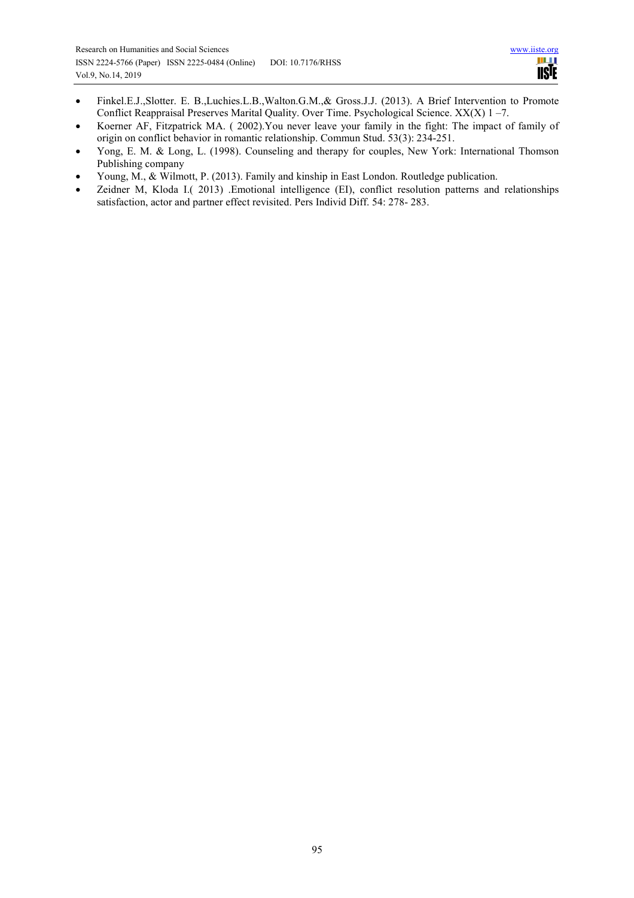- Finkel.E.J.,Slotter. E. B.,Luchies.L.B.,Walton.G.M.,& Gross.J.J. (2013). A Brief Intervention to Promote Conflict Reappraisal Preserves Marital Quality. Over Time. Psychological Science. XX(X) 1 –7.
- Koerner AF, Fitzpatrick MA. ( 2002).You never leave your family in the fight: The impact of family of origin on conflict behavior in romantic relationship. Commun Stud. 53(3): 234-251.
- Yong, E. M. & Long, L. (1998). Counseling and therapy for couples, New York: International Thomson Publishing company
- Young, M., & Wilmott, P. (2013). Family and kinship in East London. Routledge publication.
- Zeidner M, Kloda I.( 2013) .Emotional intelligence (EI), conflict resolution patterns and relationships satisfaction, actor and partner effect revisited. Pers Individ Diff. 54: 278- 283.